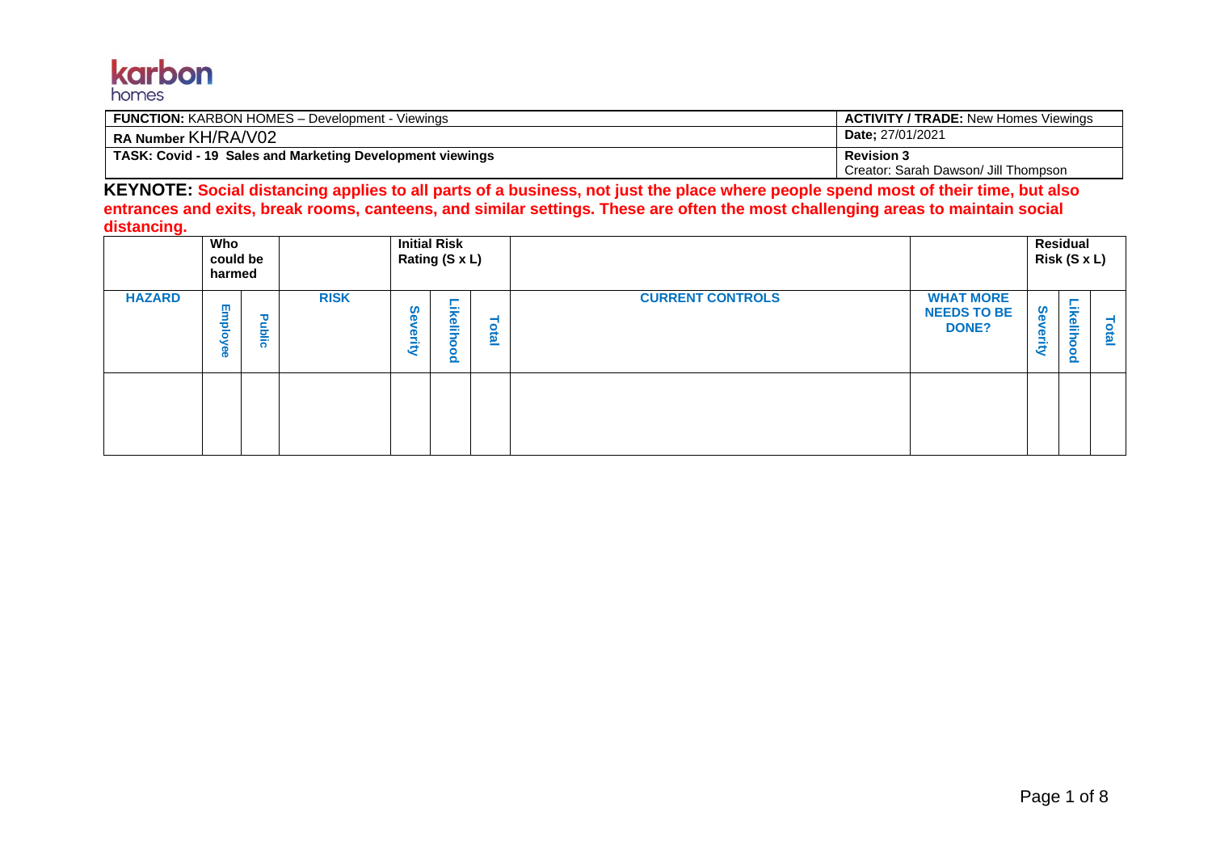karbon homes

| **FUNCTION:** KARBON HOMES – Development - Viewings | **ACTIVITY / TRADE:** New Homes Viewings |
|---|---|
| **RA Number** KH/RA/V02 | **Date;** 27/01/2021 |
| **TASK: Covid - 19 Sales and Marketing Development viewings** | **Revision 3** Creator: Sarah Dawson/ Jill Thompson |

**KEYNOTE: Social distancing applies to all parts of a business, not just the place where people spend most of their time, but also entrances and exits, break rooms, canteens, and similar settings. These are often the most challenging areas to maintain social distancing.**

| | Who could be harmed | | | Initial Risk Rating (S x L) | | | | | Residual Risk (S x L) | | |
|---|---|---|---|---|---|---|---|---|---|---|---|
| **HAZARD** | **Employee** | **Public** | **RISK** | **Severity** | **Likelihood** | **Total** | **CURRENT CONTROLS** | **WHAT MORE NEEDS TO BE DONE?** | **Severity** | **Likelihood** | **Total** |
| | | | | | | | | | | | |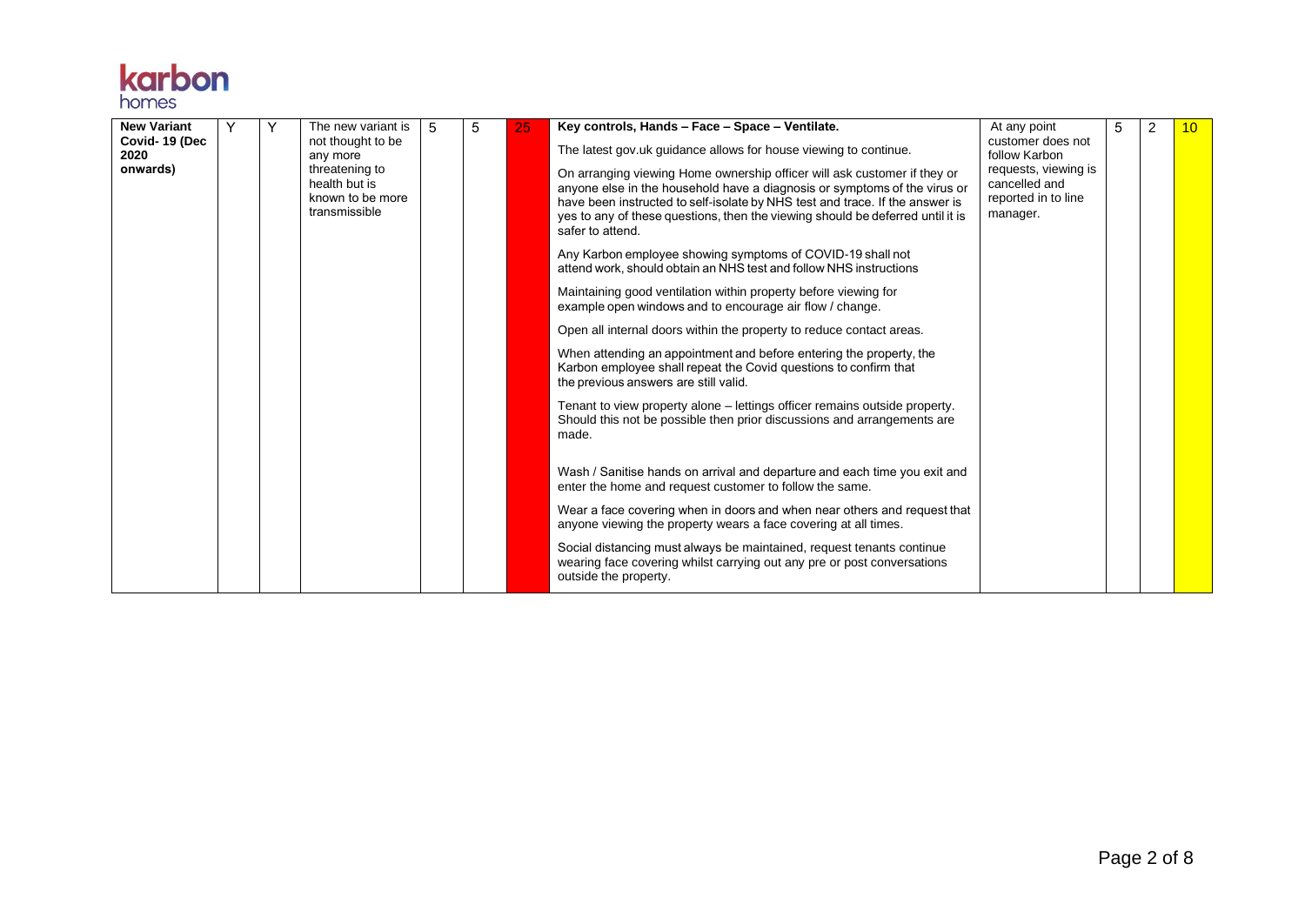| New Variant Covid- 19 (Dec 2020 onwards) | Y | Y | The new variant is not thought to be any more threatening to health but is known to be more transmissible | 5 | 5 | 25 | **Key controls, Hands – Face – Space – Ventilate.**<br><br>The latest gov.uk guidance allows for house viewing to continue.<br><br>On arranging viewing Home ownership officer will ask customer if they or anyone else in the household have a diagnosis or symptoms of the virus or have been instructed to self-isolate by NHS test and trace. If the answer is yes to any of these questions, then the viewing should be deferred until it is safer to attend.<br><br>Any Karbon employee showing symptoms of COVID-19 shall not attend work, should obtain an NHS test and follow NHS instructions<br><br>Maintaining good ventilation within property before viewing for example open windows and to encourage air flow / change.<br><br>Open all internal doors within the property to reduce contact areas.<br><br>When attending an appointment and before entering the property, the Karbon employee shall repeat the Covid questions to confirm that the previous answers are still valid.<br><br>Tenant to view property alone – lettings officer remains outside property. Should this not be possible then prior discussions and arrangements are made.<br><br>Wash / Sanitise hands on arrival and departure and each time you exit and enter the home and request customer to follow the same.<br><br>Wear a face covering when in doors and when near others and request that anyone viewing the property wears a face covering at all times.<br><br>Social distancing must always be maintained, request tenants continue wearing face covering whilst carrying out any pre or post conversations outside the property. | At any point customer does not follow Karbon requests, viewing is cancelled and reported in to line manager. | 5 | 2 | 10 |
|---|---|---|---|---|---|---|---|---|---|---|---|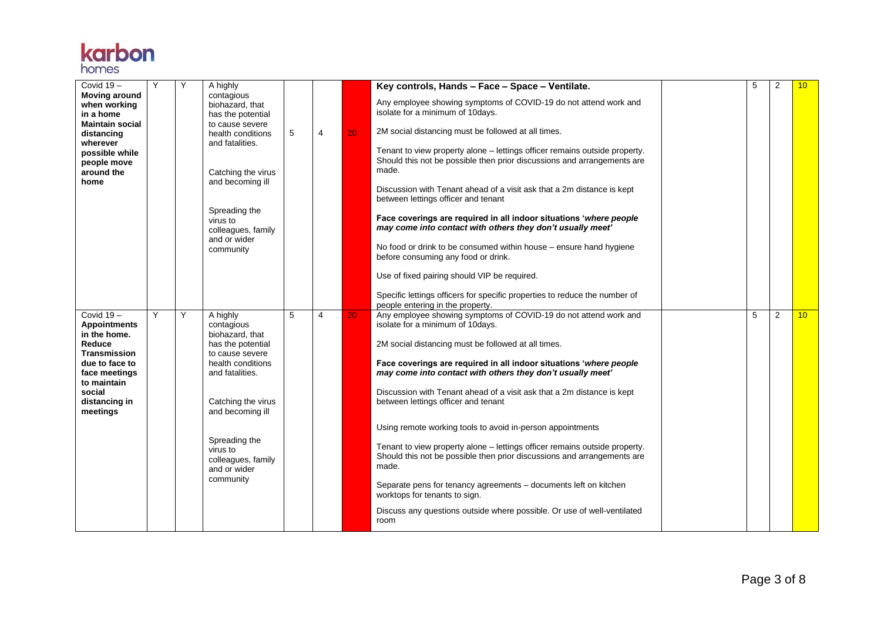| | | | | | | | | | | | |
|---|---|---|---|---|---|---|---|---|---|---|---|
| Covid 19 – **Moving around when working in a home Maintain social distancing wherever possible while people move around the home** | Y | Y | A highly contagious biohazard, that has the potential to cause severe health conditions and fatalities.<br><br>Catching the virus and becoming ill<br><br>Spreading the virus to colleagues, family and or wider community | 5 | 4 | 20 | **Key controls, Hands – Face – Space – Ventilate.**<br><br>Any employee showing symptoms of COVID-19 do not attend work and isolate for a minimum of 10days.<br><br>2M social distancing must be followed at all times.<br><br>Tenant to view property alone – lettings officer remains outside property. Should this not be possible then prior discussions and arrangements are made.<br><br>Discussion with Tenant ahead of a visit ask that a 2m distance is kept between lettings officer and tenant<br><br>**Face coverings are required in all indoor situations '*where people may come into contact with others they don't usually meet*'**<br><br>No food or drink to be consumed within house – ensure hand hygiene before consuming any food or drink.<br><br>Use of fixed pairing should VIP be required.<br><br>Specific lettings officers for specific properties to reduce the number of people entering in the property. | | 5 | 2 | 10 |
| Covid 19 – **Appointments in the home. Reduce Transmission due to face to face meetings to maintain social distancing in meetings** | Y | Y | A highly contagious biohazard, that has the potential to cause severe health conditions and fatalities.<br><br>Catching the virus and becoming ill<br><br>Spreading the virus to colleagues, family and or wider community | 5 | 4 | 20 | Any employee showing symptoms of COVID-19 do not attend work and isolate for a minimum of 10days.<br><br>2M social distancing must be followed at all times.<br><br>**Face coverings are required in all indoor situations '*where people may come into contact with others they don't usually meet*'**<br><br>Discussion with Tenant ahead of a visit ask that a 2m distance is kept between lettings officer and tenant<br><br>Using remote working tools to avoid in-person appointments<br><br>Tenant to view property alone – lettings officer remains outside property. Should this not be possible then prior discussions and arrangements are made.<br><br>Separate pens for tenancy agreements – documents left on kitchen worktops for tenants to sign.<br><br>Discuss any questions outside where possible. Or use of well-ventilated room | | 5 | 2 | 10 |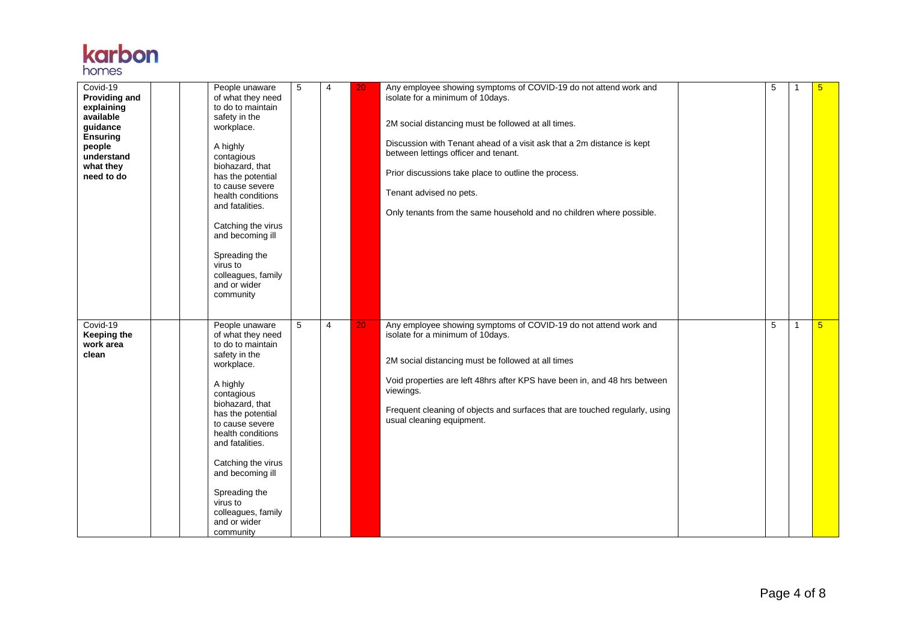| Covid-19 **Providing and explaining available guidance Ensuring people understand what they need to do** | | | People unaware of what they need to do to maintain safety in the workplace.<br><br>A highly contagious biohazard, that has the potential to cause severe health conditions and fatalities.<br><br>Catching the virus and becoming ill<br><br>Spreading the virus to colleagues, family and or wider community | 5 | 4 | 20 | Any employee showing symptoms of COVID-19 do not attend work and isolate for a minimum of 10days.<br><br>2M social distancing must be followed at all times.<br><br>Discussion with Tenant ahead of a visit ask that a 2m distance is kept between lettings officer and tenant.<br><br>Prior discussions take place to outline the process.<br><br>Tenant advised no pets.<br><br>Only tenants from the same household and no children where possible. | | 5 | 1 | 5 |
|---|---|---|---|---|---|---|---|---|---|---|---|
| Covid-19 **Keeping the work area clean** | | | People unaware of what they need to do to maintain safety in the workplace.<br><br>A highly contagious biohazard, that has the potential to cause severe health conditions and fatalities.<br><br>Catching the virus and becoming ill<br><br>Spreading the virus to colleagues, family and or wider community | 5 | 4 | 20 | Any employee showing symptoms of COVID-19 do not attend work and isolate for a minimum of 10days.<br><br>2M social distancing must be followed at all times<br><br>Void properties are left 48hrs after KPS have been in, and 48 hrs between viewings.<br><br>Frequent cleaning of objects and surfaces that are touched regularly, using usual cleaning equipment. | | 5 | 1 | 5 |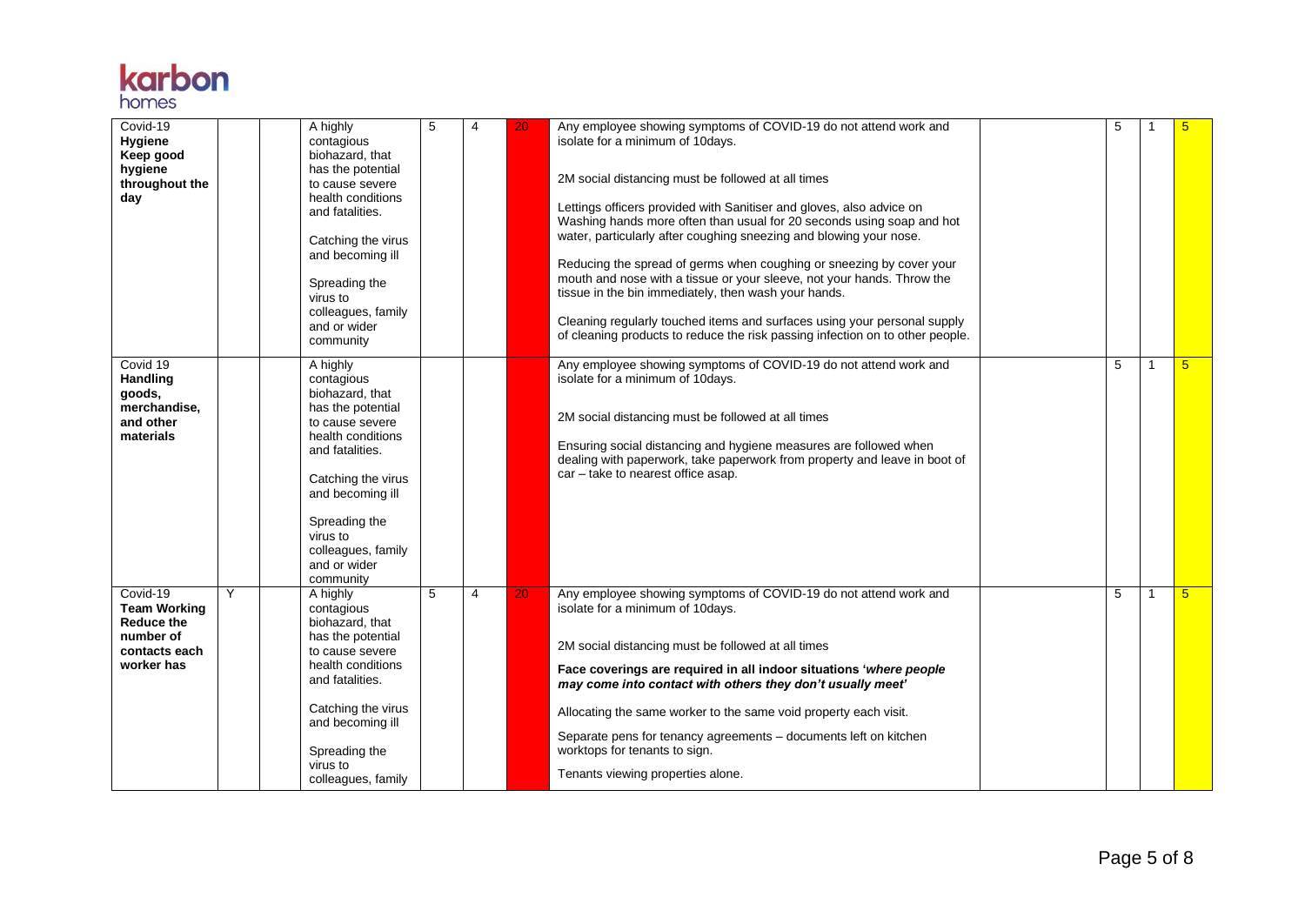| | | | | | | | | | | | |
|---|---|---|---|---|---|---|---|---|---|---|---|
| Covid-19 **Hygiene Keep good hygiene throughout the day** | | | A highly contagious biohazard, that has the potential to cause severe health conditions and fatalities.<br><br>Catching the virus and becoming ill<br><br>Spreading the virus to colleagues, family and or wider community | 5 | 4 | 20 | Any employee showing symptoms of COVID-19 do not attend work and isolate for a minimum of 10days.<br><br>2M social distancing must be followed at all times<br><br>Lettings officers provided with Sanitiser and gloves, also advice on Washing hands more often than usual for 20 seconds using soap and hot water, particularly after coughing sneezing and blowing your nose.<br><br>Reducing the spread of germs when coughing or sneezing by cover your mouth and nose with a tissue or your sleeve, not your hands. Throw the tissue in the bin immediately, then wash your hands.<br><br>Cleaning regularly touched items and surfaces using your personal supply of cleaning products to reduce the risk passing infection on to other people. | | 5 | 1 | 5 |
| Covid 19 **Handling goods, merchandise, and other materials** | | | A highly contagious biohazard, that has the potential to cause severe health conditions and fatalities.<br><br>Catching the virus and becoming ill<br><br>Spreading the virus to colleagues, family and or wider community | | | | Any employee showing symptoms of COVID-19 do not attend work and isolate for a minimum of 10days.<br><br>2M social distancing must be followed at all times<br><br>Ensuring social distancing and hygiene measures are followed when dealing with paperwork, take paperwork from property and leave in boot of car – take to nearest office asap. | | 5 | 1 | 5 |
| Covid-19 **Team Working Reduce the number of contacts each worker has** | Y | | A highly contagious biohazard, that has the potential to cause severe health conditions and fatalities.<br><br>Catching the virus and becoming ill<br><br>Spreading the virus to colleagues, family | 5 | 4 | 20 | Any employee showing symptoms of COVID-19 do not attend work and isolate for a minimum of 10days.<br><br>2M social distancing must be followed at all times<br><br>**Face coverings are required in all indoor situations '*where people may come into contact with others they don't usually meet*'**<br><br>Allocating the same worker to the same void property each visit.<br><br>Separate pens for tenancy agreements – documents left on kitchen worktops for tenants to sign.<br><br>Tenants viewing properties alone. | | 5 | 1 | 5 |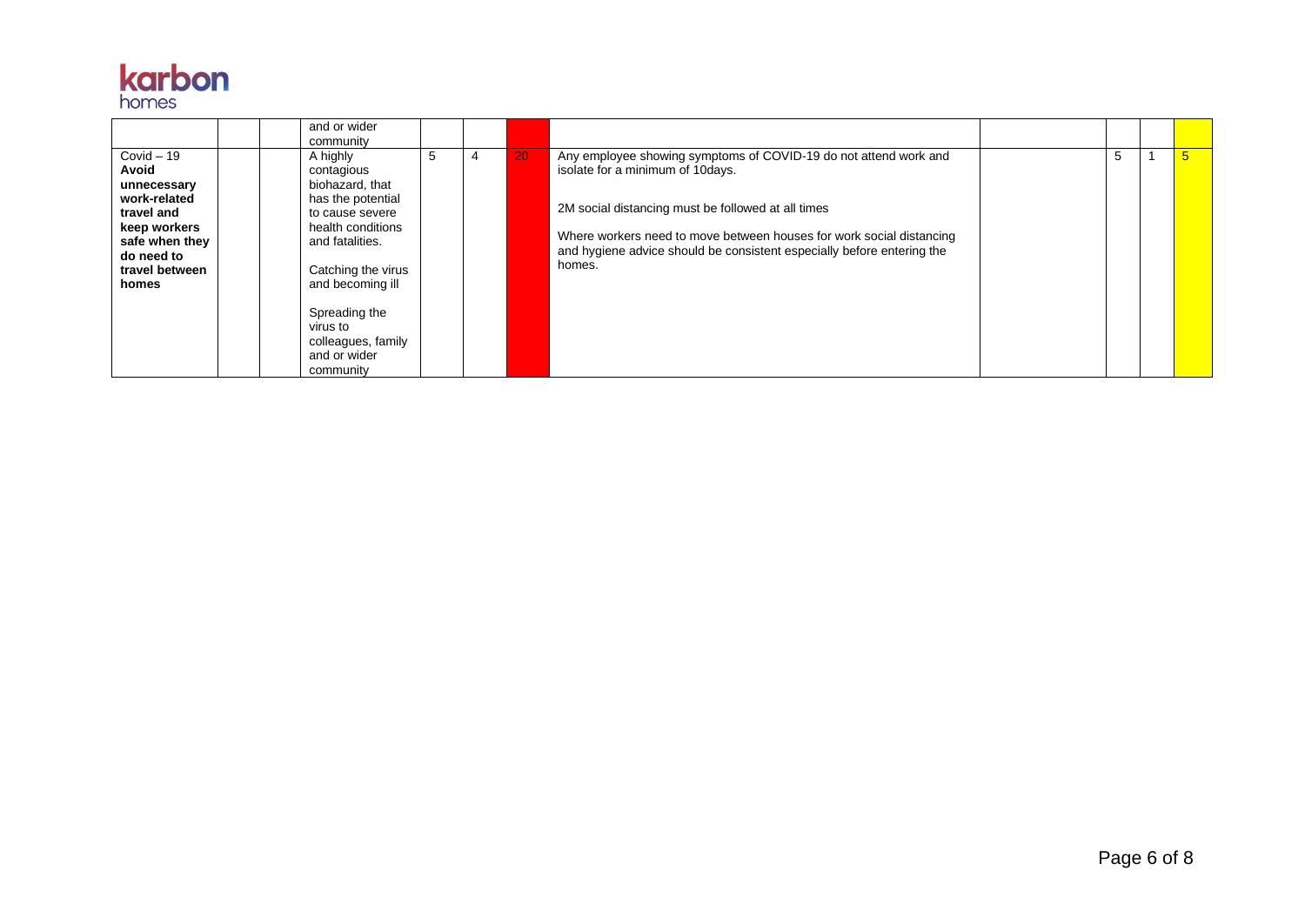|  |  |  |  |  |  |  |  |  |  |  |
|---|---|---|---|---|---|---|---|---|---|---|
|  |  |  | and or wider community |  |  |  |  |  |  |  |
| Covid – 19 **Avoid unnecessary work-related travel and keep workers safe when they do need to travel between homes** |  |  | A highly contagious biohazard, that has the potential to cause severe health conditions and fatalities.<br><br>Catching the virus and becoming ill<br><br>Spreading the virus to colleagues, family and or wider community | 5 | 4 | 20 | Any employee showing symptoms of COVID-19 do not attend work and isolate for a minimum of 10days.<br><br>2M social distancing must be followed at all times<br><br>Where workers need to move between houses for work social distancing and hygiene advice should be consistent especially before entering the homes. |  | 5 | 1 | 5 |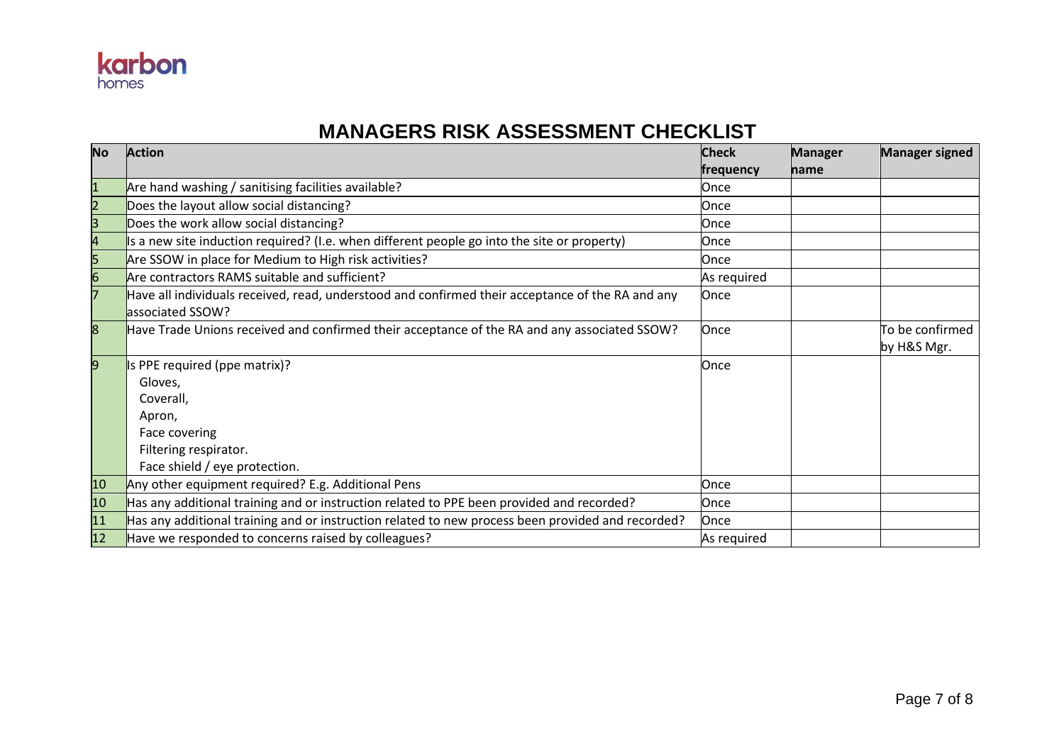karbon
homes

# MANAGERS RISK ASSESSMENT CHECKLIST

| No | Action | Check frequency | Manager name | Manager signed |
|---|---|---|---|---|
| 1 | Are hand washing / sanitising facilities available? | Once | | |
| 2 | Does the layout allow social distancing? | Once | | |
| 3 | Does the work allow social distancing? | Once | | |
| 4 | Is a new site induction required? (I.e. when different people go into the site or property) | Once | | |
| 5 | Are SSOW in place for Medium to High risk activities? | Once | | |
| 6 | Are contractors RAMS suitable and sufficient? | As required | | |
| 7 | Have all individuals received, read, understood and confirmed their acceptance of the RA and any associated SSOW? | Once | | |
| 8 | Have Trade Unions received and confirmed their acceptance of the RA and any associated SSOW? | Once | | To be confirmed by H&S Mgr. |
| 9 | Is PPE required (ppe matrix)?<br>Gloves,<br>Coverall,<br>Apron,<br>Face covering<br>Filtering respirator.<br>Face shield / eye protection. | Once | | |
| 10 | Any other equipment required? E.g. Additional Pens | Once | | |
| 10 | Has any additional training and or instruction related to PPE been provided and recorded? | Once | | |
| 11 | Has any additional training and or instruction related to new process been provided and recorded? | Once | | |
| 12 | Have we responded to concerns raised by colleagues? | As required | | |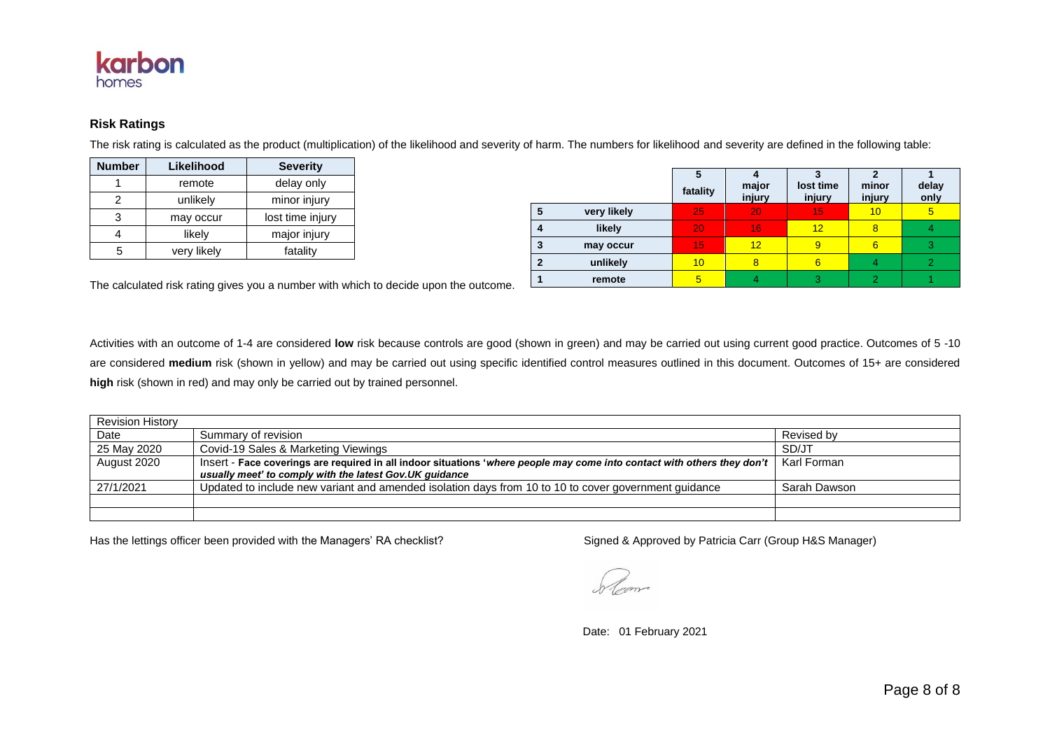karbon homes

## Risk Ratings

The risk rating is calculated as the product (multiplication) of the likelihood and severity of harm. The numbers for likelihood and severity are defined in the following table:

| Number | Likelihood | Severity |
|---|---|---|
| 1 | remote | delay only |
| 2 | unlikely | minor injury |
| 3 | may occur | lost time injury |
| 4 | likely | major injury |
| 5 | very likely | fatality |

| | | 5 fatality | 4 major injury | 3 lost time injury | 2 minor injury | 1 delay only |
|---|---|---|---|---|---|---|
| 5 | very likely | 25 | 20 | 15 | 10 | 5 |
| 4 | likely | 20 | 16 | 12 | 8 | 4 |
| 3 | may occur | 15 | 12 | 9 | 6 | 3 |
| 2 | unlikely | 10 | 8 | 6 | 4 | 2 |
| 1 | remote | 5 | 4 | 3 | 2 | 1 |

The calculated risk rating gives you a number with which to decide upon the outcome.

Activities with an outcome of 1-4 are considered **low** risk because controls are good (shown in green) and may be carried out using current good practice. Outcomes of 5 -10 are considered **medium** risk (shown in yellow) and may be carried out using specific identified control measures outlined in this document. Outcomes of 15+ are considered **high** risk (shown in red) and may only be carried out by trained personnel.

| Revision History | | |
|---|---|---|
| Date | Summary of revision | Revised by |
| 25 May 2020 | Covid-19 Sales & Marketing Viewings | SD/JT |
| August 2020 | Insert - **Face coverings are required in all indoor situations '*where people may come into contact with others they don't usually meet' to comply with the latest Gov.UK guidance*** | Karl Forman |
| 27/1/2021 | Updated to include new variant and amended isolation days from 10 to 10 to cover government guidance | Sarah Dawson |
| | | |
| | | |

Has the lettings officer been provided with the Managers' RA checklist?

Signed & Approved by Patricia Carr (Group H&S Manager)

Date: 01 February 2021